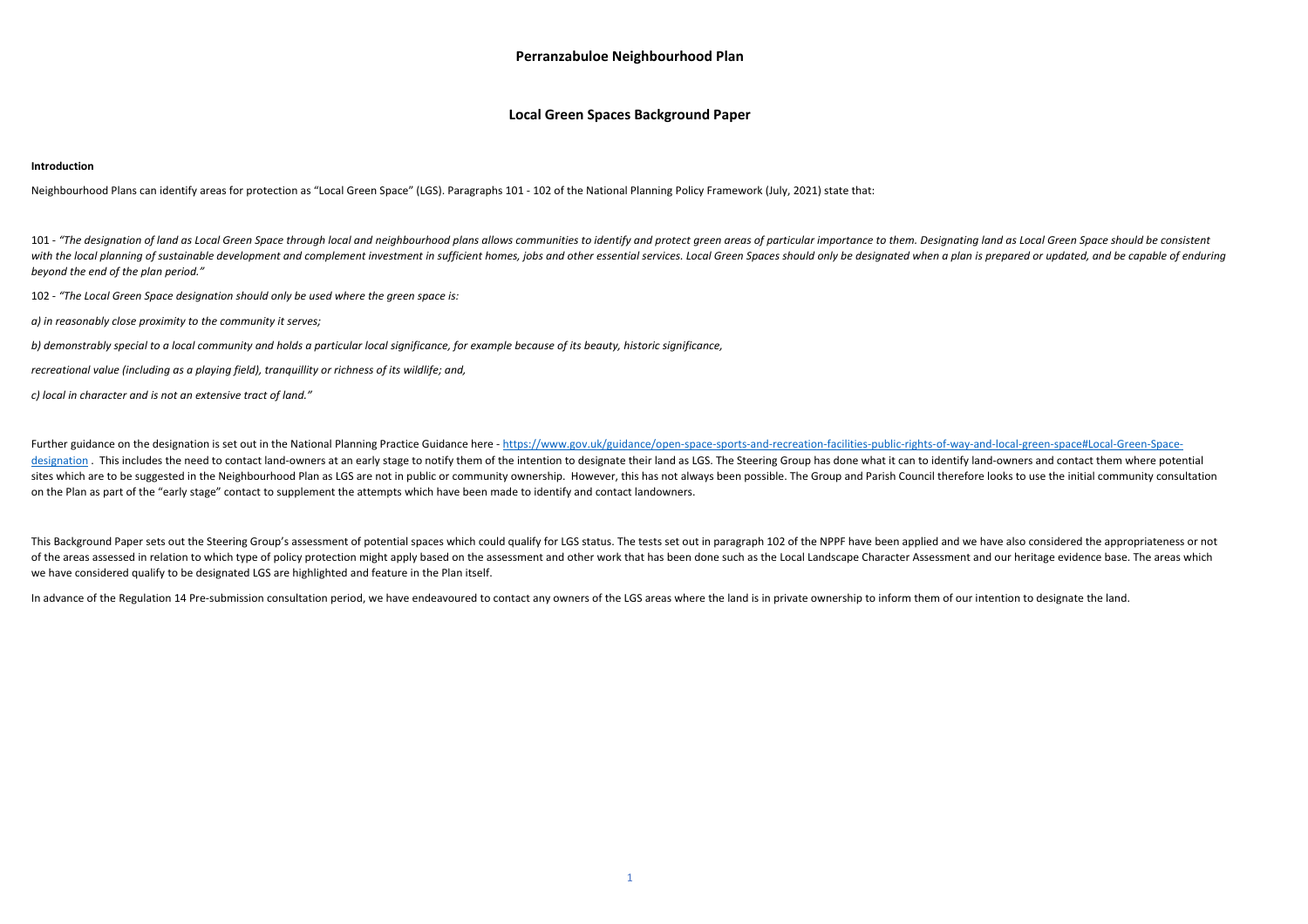# Perranzabuloe Neighbourhood Plan

## Local Green Spaces Background Paper

**Introduction**

Neighbourhood Plans can identify areas for protection as "Local Green Space" (LGS). Paragraphs 101 - 102 of the National Planning Policy Framework (July, 2021) state that:

101 - *"The designation of land as Local Green Space through local and neighbourhood plans allows communities to identify and protect green areas of particular importance to them. Designating land as Local Green Space should be consistent with the local planning of sustainable development and complement investment in sufficient homes, jobs and other essential services. Local Green Spaces should only be designated when a plan is prepared or updated, and be capable of enduring beyond the end of the plan period."*

102 - *"The Local Green Space designation should only be used where the green space is:*

*a) in reasonably close proximity to the community it serves;*

*b) demonstrably special to a local community and holds a particular local significance, for example because of its beauty, historic significance,*

*recreational value (including as a playing field), tranquillity or richness of its wildlife; and,*

*c) local in character and is not an extensive tract of land."*

Further guidance on the designation is set out in the National Planning Practice Guidance here - [https://www.gov.uk/guidance/open-space-sports-and-recreation-facilities-public-rights-of-way-and-local-green-space#Local-Green-Space-designation](https://www.gov.uk/guidance/open-space-sports-and-recreation-facilities-public-rights-of-way-and-local-green-space#Local-Green-Space-designation) . This includes the need to contact land-owners at an early stage to notify them of the intention to designate their land as LGS. The Steering Group has done what it can to identify land-owners and contact them where potential sites which are to be suggested in the Neighbourhood Plan as LGS are not in public or community ownership. However, this has not always been possible. The Group and Parish Council therefore looks to use the initial community consultation on the Plan as part of the "early stage" contact to supplement the attempts which have been made to identify and contact landowners.

This Background Paper sets out the Steering Group's assessment of potential spaces which could qualify for LGS status. The tests set out in paragraph 102 of the NPPF have been applied and we have also considered the appropriateness or not of the areas assessed in relation to which type of policy protection might apply based on the assessment and other work that has been done such as the Local Landscape Character Assessment and our heritage evidence base. The areas which we have considered qualify to be designated LGS are highlighted and feature in the Plan itself.

In advance of the Regulation 14 Pre-submission consultation period, we have endeavoured to contact any owners of the LGS areas where the land is in private ownership to inform them of our intention to designate the land.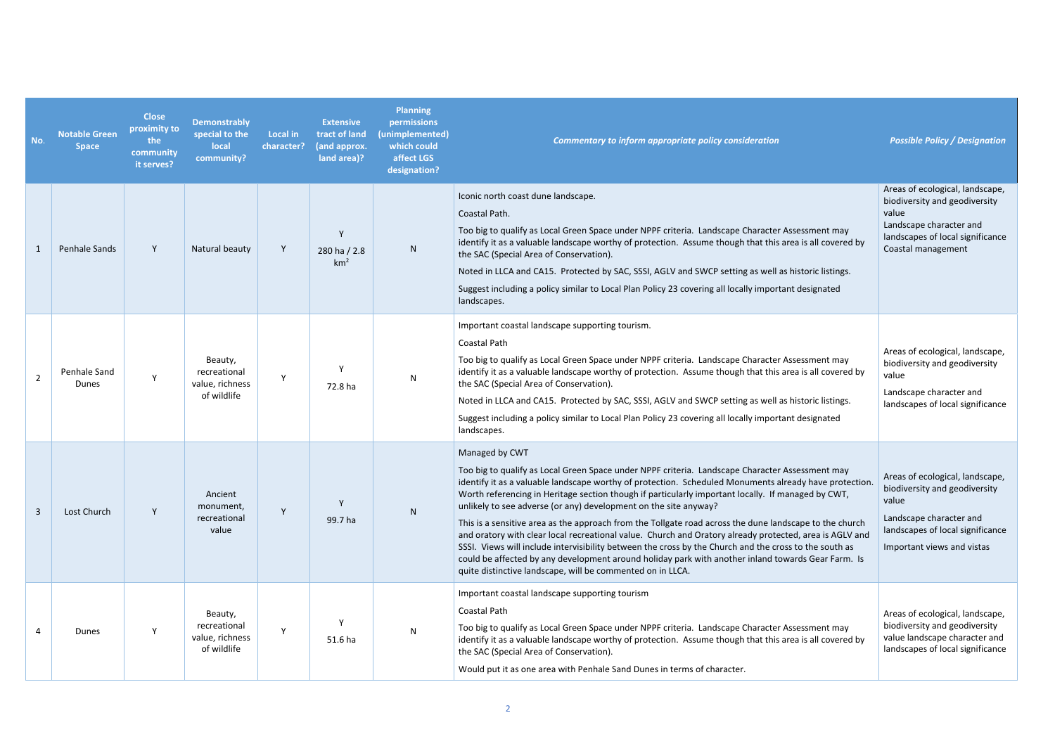| No. | Notable Green Space | Close proximity to the community it serves? | Demonstrably special to the local community? | Local in character? | Extensive tract of land (and approx. land area)? | Planning permissions (unimplemented) which could affect LGS designation? | *Commentary to inform appropriate policy consideration* | *Possible Policy / Designation* |
|---|---|---|---|---|---|---|---|---|
| 1 | Penhale Sands | Y | Natural beauty | Y | Y<br>280 ha / 2.8 km$^2$ | N | Iconic north coast dune landscape.<br>Coastal Path.<br>Too big to qualify as Local Green Space under NPPF criteria. Landscape Character Assessment may identify it as a valuable landscape worthy of protection. Assume though that this area is all covered by the SAC (Special Area of Conservation).<br>Noted in LLCA and CA15. Protected by SAC, SSSI, AGLV and SWCP setting as well as historic listings.<br>Suggest including a policy similar to Local Plan Policy 23 covering all locally important designated landscapes. | Areas of ecological, landscape, biodiversity and geodiversity value<br>Landscape character and landscapes of local significance<br>Coastal management |
| 2 | Penhale Sand Dunes | Y | Beauty, recreational value, richness of wildlife | Y | Y<br>72.8 ha | N | Important coastal landscape supporting tourism.<br>Coastal Path<br>Too big to qualify as Local Green Space under NPPF criteria. Landscape Character Assessment may identify it as a valuable landscape worthy of protection. Assume though that this area is all covered by the SAC (Special Area of Conservation).<br>Noted in LLCA and CA15. Protected by SAC, SSSI, AGLV and SWCP setting as well as historic listings.<br>Suggest including a policy similar to Local Plan Policy 23 covering all locally important designated landscapes. | Areas of ecological, landscape, biodiversity and geodiversity value<br>Landscape character and landscapes of local significance |
| 3 | Lost Church | Y | Ancient monument, recreational value | Y | Y<br>99.7 ha | N | Managed by CWT<br>Too big to qualify as Local Green Space under NPPF criteria. Landscape Character Assessment may identify it as a valuable landscape worthy of protection. Scheduled Monuments already have protection. Worth referencing in Heritage section though if particularly important locally. If managed by CWT, unlikely to see adverse (or any) development on the site anyway?<br>This is a sensitive area as the approach from the Tollgate road across the dune landscape to the church and oratory with clear local recreational value. Church and Oratory already protected, area is AGLV and SSSI. Views will include intervisibility between the cross by the Church and the cross to the south as could be affected by any development around holiday park with another inland towards Gear Farm. Is quite distinctive landscape, will be commented on in LLCA. | Areas of ecological, landscape, biodiversity and geodiversity value<br>Landscape character and landscapes of local significance<br>Important views and vistas |
| 4 | Dunes | Y | Beauty, recreational value, richness of wildlife | Y | Y<br>51.6 ha | N | Important coastal landscape supporting tourism<br>Coastal Path<br>Too big to qualify as Local Green Space under NPPF criteria. Landscape Character Assessment may identify it as a valuable landscape worthy of protection. Assume though that this area is all covered by the SAC (Special Area of Conservation).<br>Would put it as one area with Penhale Sand Dunes in terms of character. | Areas of ecological, landscape, biodiversity and geodiversity value landscape character and landscapes of local significance |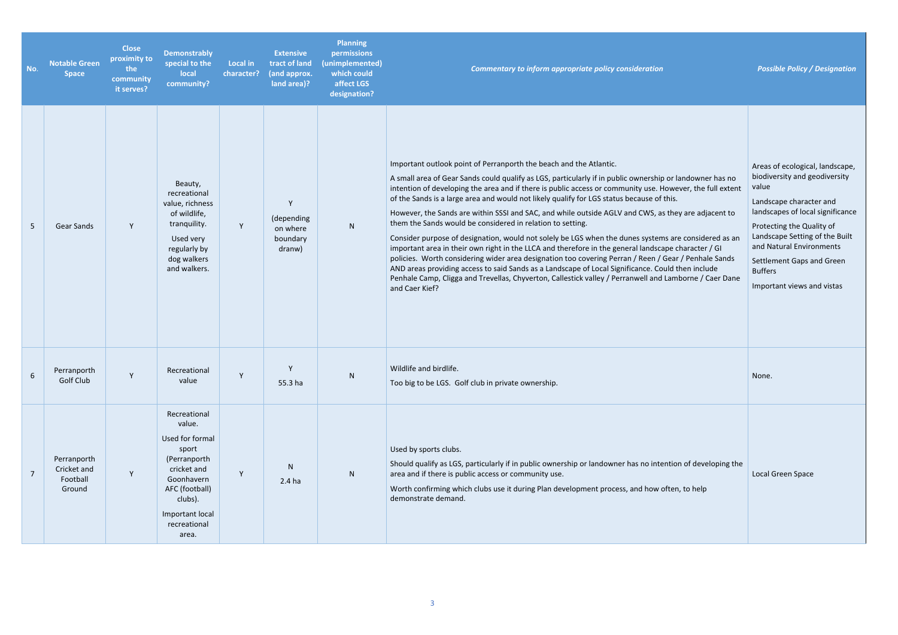| No. | Notable Green Space | Close proximity to the community it serves? | Demonstrably special to the local community? | Local in character? | Extensive tract of land (and approx. land area)? | Planning permissions (unimplemented) which could affect LGS designation? | *Commentary to inform appropriate policy consideration* | *Possible Policy / Designation* |
|---|---|---|---|---|---|---|---|---|
| 5 | Gear Sands | Y | Beauty, recreational value, richness of wildlife, tranquility.<br><br>Used very regularly by dog walkers and walkers. | Y | Y<br><br>(depending on where boundary drawn) | N | Important outlook point of Perranporth the beach and the Atlantic.<br><br>A small area of Gear Sands could qualify as LGS, particularly if in public ownership or landowner has no intention of developing the area and if there is public access or community use. However, the full extent of the Sands is a large area and would not likely qualify for LGS status because of this.<br><br>However, the Sands are within SSSI and SAC, and while outside AGLV and CWS, as they are adjacent to them the Sands would be considered in relation to setting.<br><br>Consider purpose of designation, would not solely be LGS when the dunes systems are considered as an important area in their own right in the LLCA and therefore in the general landscape character / GI policies. Worth considering wider area designation too covering Perran / Reen / Gear / Penhale Sands AND areas providing access to said Sands as a Landscape of Local Significance. Could then include Penhale Camp, Cligga and Trevellas, Chyverton, Callestick valley / Perranwell and Lamborne / Caer Dane and Caer Kief? | Areas of ecological, landscape, biodiversity and geodiversity value<br><br>Landscape character and landscapes of local significance<br><br>Protecting the Quality of Landscape Setting of the Built and Natural Environments<br><br>Settlement Gaps and Green Buffers<br><br>Important views and vistas |
| 6 | Perranporth Golf Club | Y | Recreational value | Y | Y<br><br>55.3 ha | N | Wildlife and birdlife.<br><br>Too big to be LGS. Golf club in private ownership. | None. |
| 7 | Perranporth Cricket and Football Ground | Y | Recreational value.<br><br>Used for formal sport (Perranporth cricket and Goonhavern AFC (football) clubs).<br><br>Important local recreational area. | Y | N<br><br>2.4 ha | N | Used by sports clubs.<br><br>Should qualify as LGS, particularly if in public ownership or landowner has no intention of developing the area and if there is public access or community use.<br><br>Worth confirming which clubs use it during Plan development process, and how often, to help demonstrate demand. | Local Green Space |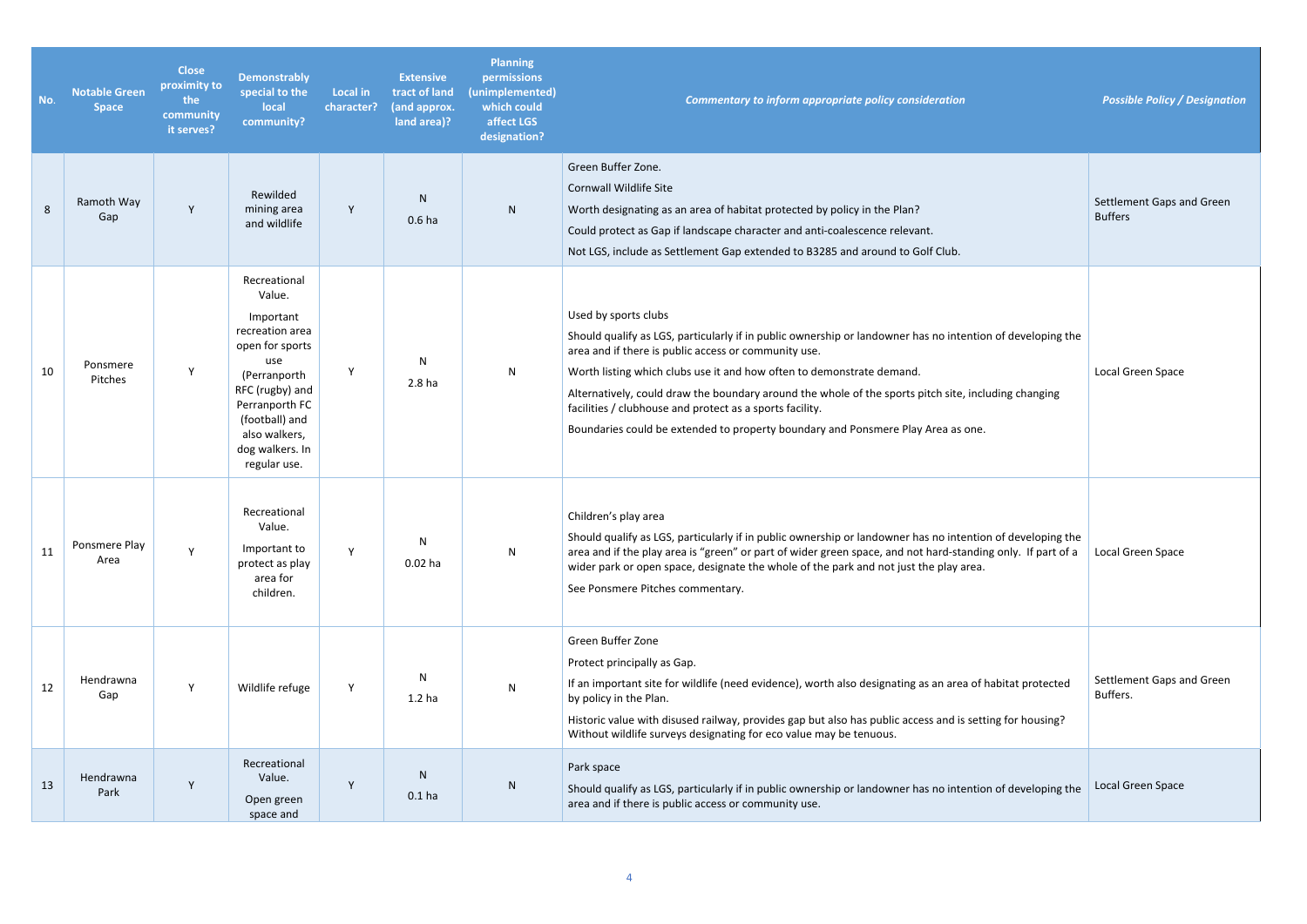| No. | Notable Green Space | Close proximity to the community it serves? | Demonstrably special to the local community? | Local in character? | Extensive tract of land (and approx. land area)? | Planning permissions (unimplemented) which could affect LGS designation? | *Commentary to inform appropriate policy consideration* | *Possible Policy / Designation* |
|---|---|---|---|---|---|---|---|---|
| 8 | Ramoth Way Gap | Y | Rewilded mining area and wildlife | Y | N<br>0.6 ha | N | Green Buffer Zone.<br>Cornwall Wildlife Site<br>Worth designating as an area of habitat protected by policy in the Plan?<br>Could protect as Gap if landscape character and anti-coalescence relevant.<br>Not LGS, include as Settlement Gap extended to B3285 and around to Golf Club. | Settlement Gaps and Green Buffers |
| 10 | Ponsmere Pitches | Y | Recreational Value.<br>Important recreation area open for sports use (Perranporth RFC (rugby) and Perranporth FC (football) and also walkers, dog walkers. In regular use. | Y | N<br>2.8 ha | N | Used by sports clubs<br>Should qualify as LGS, particularly if in public ownership or landowner has no intention of developing the area and if there is public access or community use.<br>Worth listing which clubs use it and how often to demonstrate demand.<br>Alternatively, could draw the boundary around the whole of the sports pitch site, including changing facilities / clubhouse and protect as a sports facility.<br>Boundaries could be extended to property boundary and Ponsmere Play Area as one. | Local Green Space |
| 11 | Ponsmere Play Area | Y | Recreational Value.<br>Important to protect as play area for children. | Y | N<br>0.02 ha | N | Children's play area<br>Should qualify as LGS, particularly if in public ownership or landowner has no intention of developing the area and if the play area is "green" or part of wider green space, and not hard-standing only. If part of a wider park or open space, designate the whole of the park and not just the play area.<br>See Ponsmere Pitches commentary. | Local Green Space |
| 12 | Hendrawna Gap | Y | Wildlife refuge | Y | N<br>1.2 ha | N | Green Buffer Zone<br>Protect principally as Gap.<br>If an important site for wildlife (need evidence), worth also designating as an area of habitat protected by policy in the Plan.<br>Historic value with disused railway, provides gap but also has public access and is setting for housing? Without wildlife surveys designating for eco value may be tenuous. | Settlement Gaps and Green Buffers. |
| 13 | Hendrawna Park | Y | Recreational Value.<br>Open green space and | Y | N<br>0.1 ha | N | Park space<br>Should qualify as LGS, particularly if in public ownership or landowner has no intention of developing the area and if there is public access or community use. | Local Green Space |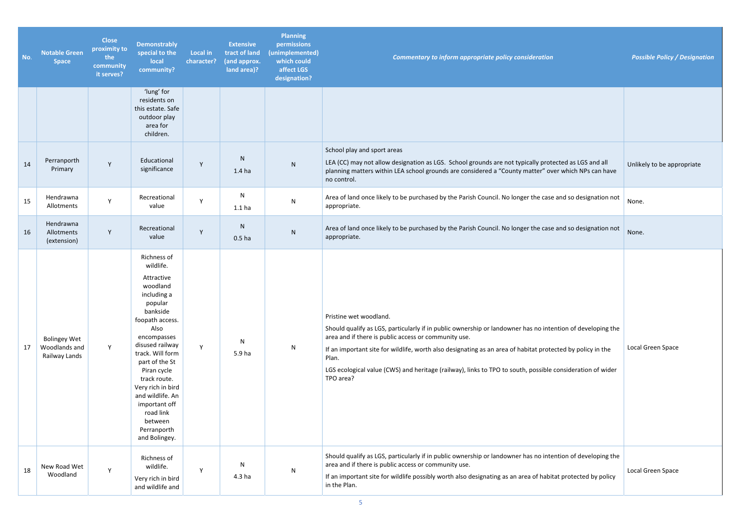| No. | Notable Green Space | Close proximity to the community it serves? | Demonstrably special to the local community? | Local in character? | Extensive tract of land (and approx. land area)? | Planning permissions (unimplemented) which could affect LGS designation? | *Commentary to inform appropriate policy consideration* | *Possible Policy / Designation* |
|---|---|---|---|---|---|---|---|---|
| | | | 'lung' for residents on this estate. Safe outdoor play area for children. | | | | | |
| 14 | Perranporth Primary | Y | Educational significance | Y | N 1.4 ha | N | School play and sport areas<br><br>LEA (CC) may not allow designation as LGS. School grounds are not typically protected as LGS and all planning matters within LEA school grounds are considered a "County matter" over which NPs can have no control. | Unlikely to be appropriate |
| 15 | Hendrawna Allotments | Y | Recreational value | Y | N 1.1 ha | N | Area of land once likely to be purchased by the Parish Council. No longer the case and so designation not appropriate. | None. |
| 16 | Hendrawna Allotments (extension) | Y | Recreational value | Y | N 0.5 ha | N | Area of land once likely to be purchased by the Parish Council. No longer the case and so designation not appropriate. | None. |
| 17 | Bolingey Wet Woodlands and Railway Lands | Y | Richness of wildlife.<br><br>Attractive woodland including a popular bankside foopath access. Also encompasses disused railway track. Will form part of the St Piran cycle track route. Very rich in bird and wildlife. An important off road link between Perranporth and Bolingey. | Y | N 5.9 ha | N | Pristine wet woodland.<br><br>Should qualify as LGS, particularly if in public ownership or landowner has no intention of developing the area and if there is public access or community use.<br><br>If an important site for wildlife, worth also designating as an area of habitat protected by policy in the Plan.<br><br>LGS ecological value (CWS) and heritage (railway), links to TPO to south, possible consideration of wider TPO area? | Local Green Space |
| 18 | New Road Wet Woodland | Y | Richness of wildlife.<br><br>Very rich in bird and wildlife and | Y | N 4.3 ha | N | Should qualify as LGS, particularly if in public ownership or landowner has no intention of developing the area and if there is public access or community use.<br><br>If an important site for wildlife possibly worth also designating as an area of habitat protected by policy in the Plan. | Local Green Space |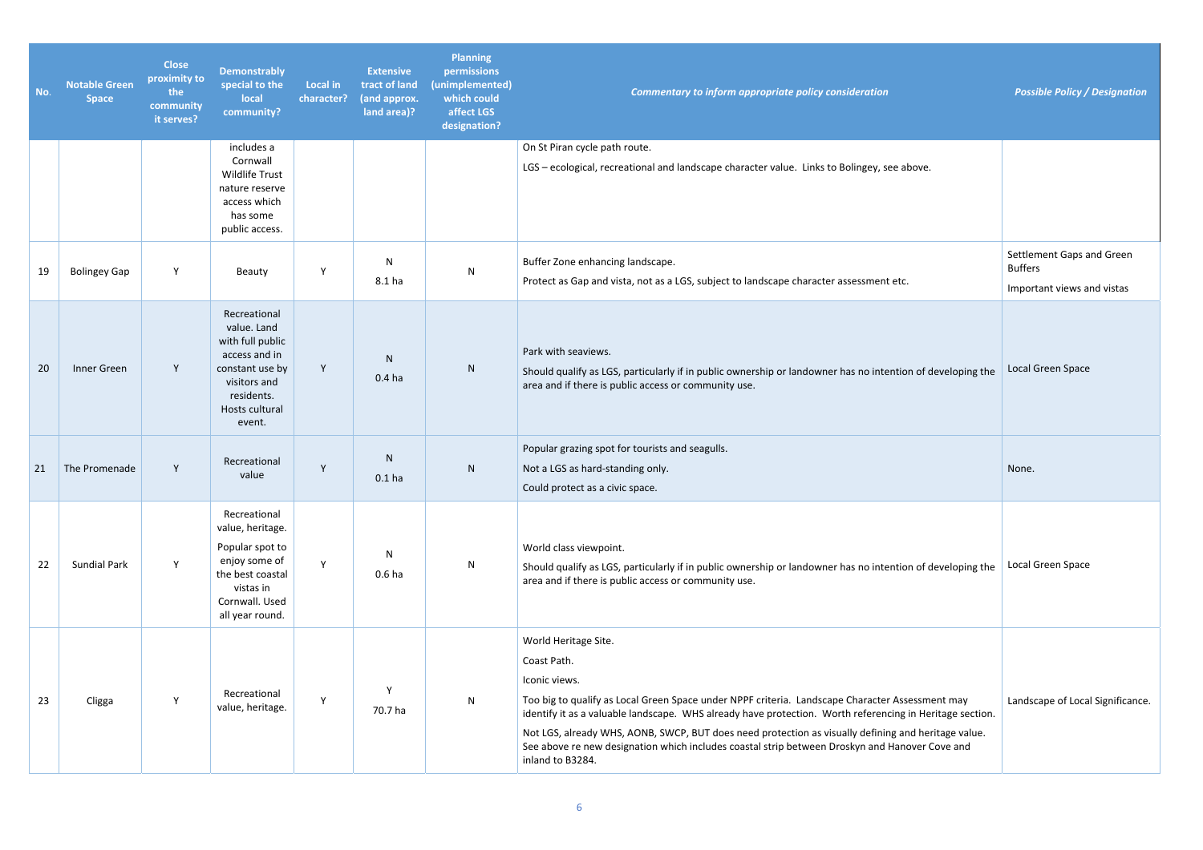| No. | Notable Green Space | Close proximity to the community it serves? | Demonstrably special to the local community? | Local in character? | Extensive tract of land (and approx. land area)? | Planning permissions (unimplemented) which could affect LGS designation? | *Commentary to inform appropriate policy consideration* | *Possible Policy / Designation* |
|---|---|---|---|---|---|---|---|---|
| | | | includes a Cornwall Wildlife Trust nature reserve access which has some public access. | | | | On St Piran cycle path route.<br><br>LGS – ecological, recreational and landscape character value. Links to Bolingey, see above. | |
| 19 | Bolingey Gap | Y | Beauty | Y | N<br>8.1 ha | N | Buffer Zone enhancing landscape.<br><br>Protect as Gap and vista, not as a LGS, subject to landscape character assessment etc. | Settlement Gaps and Green Buffers<br><br>Important views and vistas |
| 20 | Inner Green | Y | Recreational value. Land with full public access and in constant use by visitors and residents. Hosts cultural event. | Y | N<br>0.4 ha | N | Park with seaviews.<br><br>Should qualify as LGS, particularly if in public ownership or landowner has no intention of developing the area and if there is public access or community use. | Local Green Space |
| 21 | The Promenade | Y | Recreational value | Y | N<br>0.1 ha | N | Popular grazing spot for tourists and seagulls.<br><br>Not a LGS as hard-standing only.<br><br>Could protect as a civic space. | None. |
| 22 | Sundial Park | Y | Recreational value, heritage.<br><br>Popular spot to enjoy some of the best coastal vistas in Cornwall. Used all year round. | Y | N<br>0.6 ha | N | World class viewpoint.<br><br>Should qualify as LGS, particularly if in public ownership or landowner has no intention of developing the area and if there is public access or community use. | Local Green Space |
| 23 | Cligga | Y | Recreational value, heritage. | Y | Y<br>70.7 ha | N | World Heritage Site.<br><br>Coast Path.<br><br>Iconic views.<br><br>Too big to qualify as Local Green Space under NPPF criteria. Landscape Character Assessment may identify it as a valuable landscape. WHS already have protection. Worth referencing in Heritage section.<br><br>Not LGS, already WHS, AONB, SWCP, BUT does need protection as visually defining and heritage value. See above re new designation which includes coastal strip between Droskyn and Hanover Cove and inland to B3284. | Landscape of Local Significance. |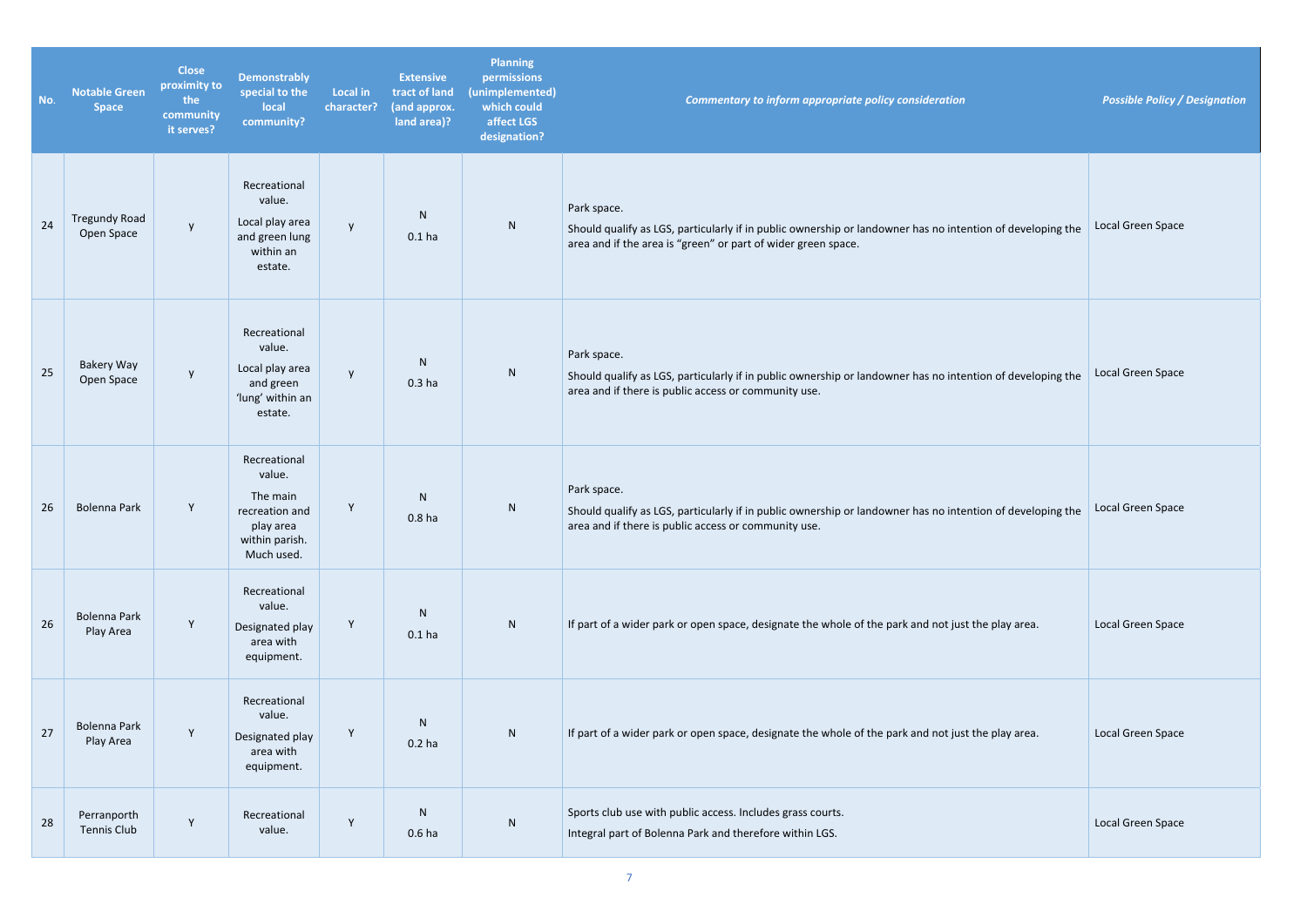| No. | Notable Green Space | Close proximity to the community it serves? | Demonstrably special to the local community? | Local in character? | Extensive tract of land (and approx. land area)? | Planning permissions (unimplemented) which could affect LGS designation? | *Commentary to inform appropriate policy consideration* | *Possible Policy / Designation* |
|---|---|---|---|---|---|---|---|---|
| 24 | Tregundy Road Open Space | y | Recreational value. Local play area and green lung within an estate. | y | N 0.1 ha | N | Park space. Should qualify as LGS, particularly if in public ownership or landowner has no intention of developing the area and if the area is "green" or part of wider green space. | Local Green Space |
| 25 | Bakery Way Open Space | y | Recreational value. Local play area and green 'lung' within an estate. | y | N 0.3 ha | N | Park space. Should qualify as LGS, particularly if in public ownership or landowner has no intention of developing the area and if there is public access or community use. | Local Green Space |
| 26 | Bolenna Park | Y | Recreational value. The main recreation and play area within parish. Much used. | Y | N 0.8 ha | N | Park space. Should qualify as LGS, particularly if in public ownership or landowner has no intention of developing the area and if there is public access or community use. | Local Green Space |
| 26 | Bolenna Park Play Area | Y | Recreational value. Designated play area with equipment. | Y | N 0.1 ha | N | If part of a wider park or open space, designate the whole of the park and not just the play area. | Local Green Space |
| 27 | Bolenna Park Play Area | Y | Recreational value. Designated play area with equipment. | Y | N 0.2 ha | N | If part of a wider park or open space, designate the whole of the park and not just the play area. | Local Green Space |
| 28 | Perranporth Tennis Club | Y | Recreational value. | Y | N 0.6 ha | N | Sports club use with public access. Includes grass courts. Integral part of Bolenna Park and therefore within LGS. | Local Green Space |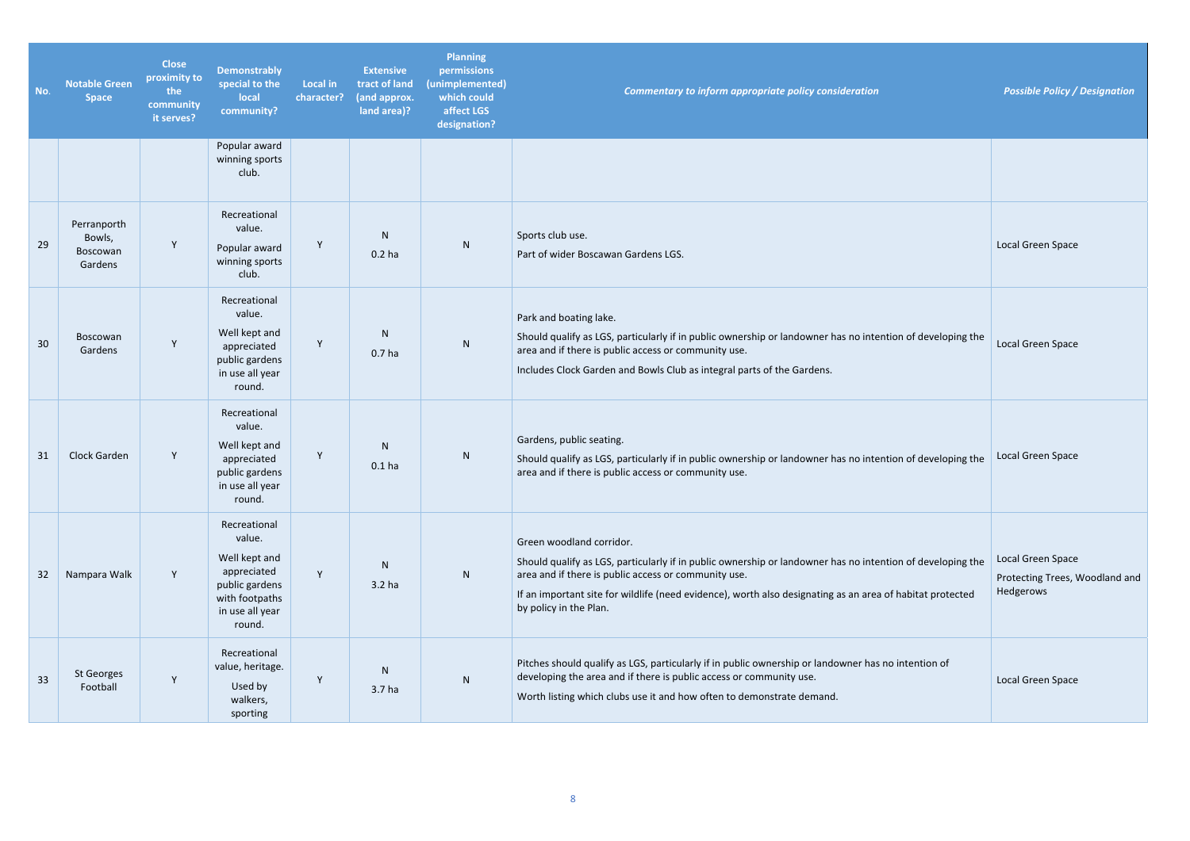| No. | Notable Green Space | Close proximity to the community it serves? | Demonstrably special to the local community? | Local in character? | Extensive tract of land (and approx. land area)? | Planning permissions (unimplemented) which could affect LGS designation? | *Commentary to inform appropriate policy consideration* | *Possible Policy / Designation* |
|---|---|---|---|---|---|---|---|---|
| | | | Popular award winning sports club. | | | | | |
| 29 | Perranporth Bowls, Boscowan Gardens | Y | Recreational value. Popular award winning sports club. | Y | N 0.2 ha | N | Sports club use. Part of wider Boscawan Gardens LGS. | Local Green Space |
| 30 | Boscowan Gardens | Y | Recreational value. Well kept and appreciated public gardens in use all year round. | Y | N 0.7 ha | N | Park and boating lake. Should qualify as LGS, particularly if in public ownership or landowner has no intention of developing the area and if there is public access or community use. Includes Clock Garden and Bowls Club as integral parts of the Gardens. | Local Green Space |
| 31 | Clock Garden | Y | Recreational value. Well kept and appreciated public gardens in use all year round. | Y | N 0.1 ha | N | Gardens, public seating. Should qualify as LGS, particularly if in public ownership or landowner has no intention of developing the area and if there is public access or community use. | Local Green Space |
| 32 | Nampara Walk | Y | Recreational value. Well kept and appreciated public gardens with footpaths in use all year round. | Y | N 3.2 ha | N | Green woodland corridor. Should qualify as LGS, particularly if in public ownership or landowner has no intention of developing the area and if there is public access or community use. If an important site for wildlife (need evidence), worth also designating as an area of habitat protected by policy in the Plan. | Local Green Space Protecting Trees, Woodland and Hedgerows |
| 33 | St Georges Football | Y | Recreational value, heritage. Used by walkers, sporting | Y | N 3.7 ha | N | Pitches should qualify as LGS, particularly if in public ownership or landowner has no intention of developing the area and if there is public access or community use. Worth listing which clubs use it and how often to demonstrate demand. | Local Green Space |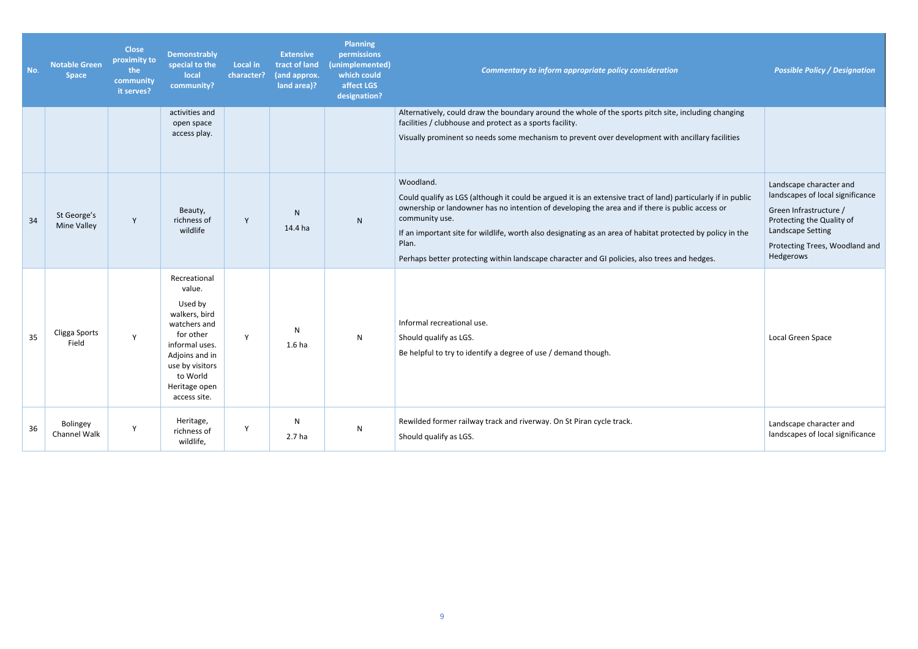| No. | Notable Green Space | Close proximity to the community it serves? | Demonstrably special to the local community? | Local in character? | Extensive tract of land (and approx. land area)? | Planning permissions (unimplemented) which could affect LGS designation? | *Commentary to inform appropriate policy consideration* | *Possible Policy / Designation* |
|---|---|---|---|---|---|---|---|---|
| | | | activities and open space access play. | | | | Alternatively, could draw the boundary around the whole of the sports pitch site, including changing facilities / clubhouse and protect as a sports facility.<br>Visually prominent so needs some mechanism to prevent over development with ancillary facilities | |
| 34 | St George's Mine Valley | Y | Beauty, richness of wildlife | Y | N<br>14.4 ha | N | Woodland.<br>Could qualify as LGS (although it could be argued it is an extensive tract of land) particularly if in public ownership or landowner has no intention of developing the area and if there is public access or community use.<br>If an important site for wildlife, worth also designating as an area of habitat protected by policy in the Plan.<br>Perhaps better protecting within landscape character and GI policies, also trees and hedges. | Landscape character and landscapes of local significance<br>Green Infrastructure / Protecting the Quality of Landscape Setting<br>Protecting Trees, Woodland and Hedgerows |
| 35 | Cligga Sports Field | Y | Recreational value.<br>Used by walkers, bird watchers and for other informal uses. Adjoins and in use by visitors to World Heritage open access site. | Y | N<br>1.6 ha | N | Informal recreational use.<br>Should qualify as LGS.<br>Be helpful to try to identify a degree of use / demand though. | Local Green Space |
| 36 | Bolingey Channel Walk | Y | Heritage, richness of wildlife, | Y | N<br>2.7 ha | N | Rewilded former railway track and riverway. On St Piran cycle track.<br>Should qualify as LGS. | Landscape character and landscapes of local significance |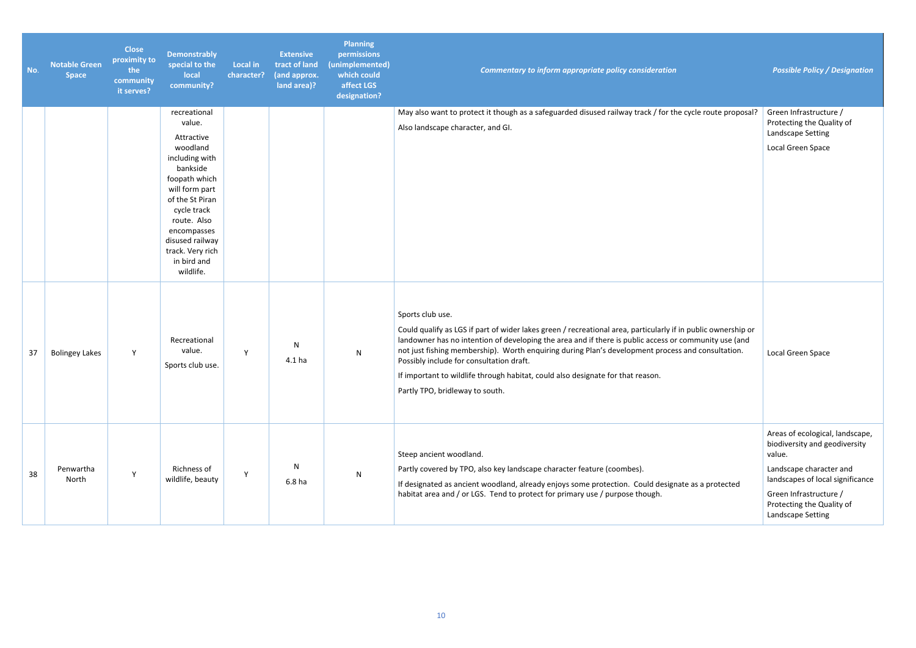| No. | Notable Green Space | Close proximity to the community it serves? | Demonstrably special to the local community? | Local in character? | Extensive tract of land (and approx. land area)? | Planning permissions (unimplemented) which could affect LGS designation? | *Commentary to inform appropriate policy consideration* | *Possible Policy / Designation* |
|---|---|---|---|---|---|---|---|---|
| | | | recreational value.<br><br>Attractive woodland including with bankside foopath which will form part of the St Piran cycle track route. Also encompasses disused railway track. Very rich in bird and wildlife. | | | | May also want to protect it though as a safeguarded disused railway track / for the cycle route proposal?<br><br>Also landscape character, and GI. | Green Infrastructure / Protecting the Quality of Landscape Setting<br><br>Local Green Space |
| 37 | Bolingey Lakes | Y | Recreational value.<br><br>Sports club use. | Y | N<br>4.1 ha | N | Sports club use.<br><br>Could qualify as LGS if part of wider lakes green / recreational area, particularly if in public ownership or landowner has no intention of developing the area and if there is public access or community use (and not just fishing membership). Worth enquiring during Plan's development process and consultation. Possibly include for consultation draft.<br><br>If important to wildlife through habitat, could also designate for that reason.<br><br>Partly TPO, bridleway to south. | Local Green Space |
| 38 | Penwartha North | Y | Richness of wildlife, beauty | Y | N<br>6.8 ha | N | Steep ancient woodland.<br><br>Partly covered by TPO, also key landscape character feature (coombes).<br><br>If designated as ancient woodland, already enjoys some protection. Could designate as a protected habitat area and / or LGS. Tend to protect for primary use / purpose though. | Areas of ecological, landscape, biodiversity and geodiversity value.<br><br>Landscape character and landscapes of local significance<br><br>Green Infrastructure / Protecting the Quality of Landscape Setting |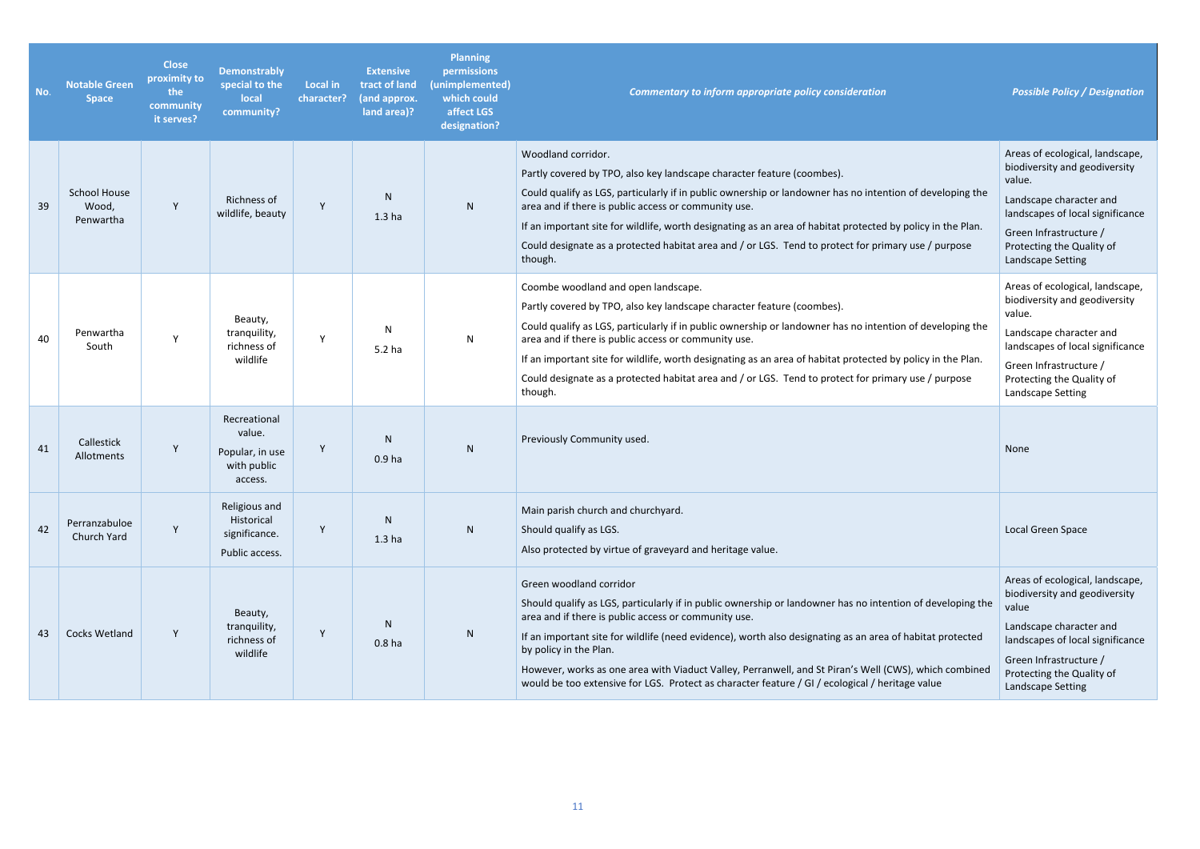| No. | Notable Green Space | Close proximity to the community it serves? | Demonstrably special to the local community? | Local in character? | Extensive tract of land (and approx. land area)? | Planning permissions (unimplemented) which could affect LGS designation? | *Commentary to inform appropriate policy consideration* | *Possible Policy / Designation* |
|---|---|---|---|---|---|---|---|---|
| 39 | School House Wood, Penwartha | Y | Richness of wildlife, beauty | Y | N<br>1.3 ha | N | Woodland corridor.<br>Partly covered by TPO, also key landscape character feature (coombes).<br>Could qualify as LGS, particularly if in public ownership or landowner has no intention of developing the area and if there is public access or community use.<br>If an important site for wildlife, worth designating as an area of habitat protected by policy in the Plan.<br>Could designate as a protected habitat area and / or LGS. Tend to protect for primary use / purpose though. | Areas of ecological, landscape, biodiversity and geodiversity value.<br>Landscape character and landscapes of local significance<br>Green Infrastructure / Protecting the Quality of Landscape Setting |
| 40 | Penwartha South | Y | Beauty, tranquility, richness of wildlife | Y | N<br>5.2 ha | N | Coombe woodland and open landscape.<br>Partly covered by TPO, also key landscape character feature (coombes).<br>Could qualify as LGS, particularly if in public ownership or landowner has no intention of developing the area and if there is public access or community use.<br>If an important site for wildlife, worth designating as an area of habitat protected by policy in the Plan.<br>Could designate as a protected habitat area and / or LGS. Tend to protect for primary use / purpose though. | Areas of ecological, landscape, biodiversity and geodiversity value.<br>Landscape character and landscapes of local significance<br>Green Infrastructure / Protecting the Quality of Landscape Setting |
| 41 | Callestick Allotments | Y | Recreational value.<br>Popular, in use with public access. | Y | N<br>0.9 ha | N | Previously Community used. | None |
| 42 | Perranzabuloe Church Yard | Y | Religious and Historical significance.<br>Public access. | Y | N<br>1.3 ha | N | Main parish church and churchyard.<br>Should qualify as LGS.<br>Also protected by virtue of graveyard and heritage value. | Local Green Space |
| 43 | Cocks Wetland | Y | Beauty, tranquility, richness of wildlife | Y | N<br>0.8 ha | N | Green woodland corridor<br>Should qualify as LGS, particularly if in public ownership or landowner has no intention of developing the area and if there is public access or community use.<br>If an important site for wildlife (need evidence), worth also designating as an area of habitat protected by policy in the Plan.<br>However, works as one area with Viaduct Valley, Perranwell, and St Piran's Well (CWS), which combined would be too extensive for LGS. Protect as character feature / GI / ecological / heritage value | Areas of ecological, landscape, biodiversity and geodiversity value<br>Landscape character and landscapes of local significance<br>Green Infrastructure / Protecting the Quality of Landscape Setting |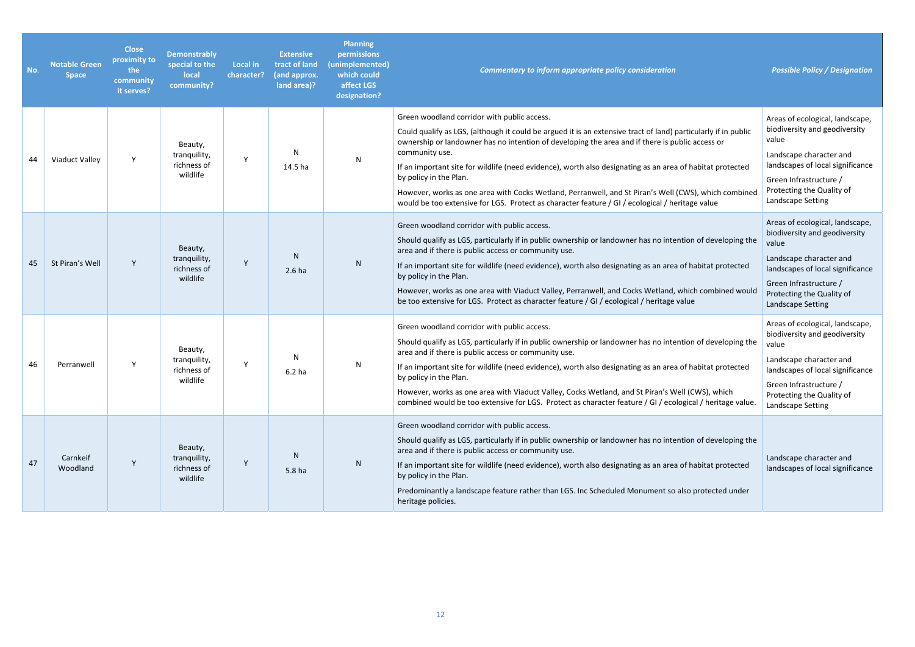| No. | Notable Green Space | Close proximity to the community it serves? | Demonstrably special to the local community? | Local in character? | Extensive tract of land (and approx. land area)? | Planning permissions (unimplemented) which could affect LGS designation? | *Commentary to inform appropriate policy consideration* | *Possible Policy / Designation* |
|---|---|---|---|---|---|---|---|---|
| 44 | Viaduct Valley | Y | Beauty, tranquility, richness of wildlife | Y | N<br>14.5 ha | N | Green woodland corridor with public access.<br>Could qualify as LGS, (although it could be argued it is an extensive tract of land) particularly if in public ownership or landowner has no intention of developing the area and if there is public access or community use.<br>If an important site for wildlife (need evidence), worth also designating as an area of habitat protected by policy in the Plan.<br>However, works as one area with Cocks Wetland, Perranwell, and St Piran's Well (CWS), which combined would be too extensive for LGS. Protect as character feature / GI / ecological / heritage value | Areas of ecological, landscape, biodiversity and geodiversity value<br>Landscape character and landscapes of local significance<br>Green Infrastructure / Protecting the Quality of Landscape Setting |
| 45 | St Piran's Well | Y | Beauty, tranquility, richness of wildlife | Y | N<br>2.6 ha | N | Green woodland corridor with public access.<br>Should qualify as LGS, particularly if in public ownership or landowner has no intention of developing the area and if there is public access or community use.<br>If an important site for wildlife (need evidence), worth also designating as an area of habitat protected by policy in the Plan.<br>However, works as one area with Viaduct Valley, Perranwell, and Cocks Wetland, which combined would be too extensive for LGS. Protect as character feature / GI / ecological / heritage value | Areas of ecological, landscape, biodiversity and geodiversity value<br>Landscape character and landscapes of local significance<br>Green Infrastructure / Protecting the Quality of Landscape Setting |
| 46 | Perranwell | Y | Beauty, tranquility, richness of wildlife | Y | N<br>6.2 ha | N | Green woodland corridor with public access.<br>Should qualify as LGS, particularly if in public ownership or landowner has no intention of developing the area and if there is public access or community use.<br>If an important site for wildlife (need evidence), worth also designating as an area of habitat protected by policy in the Plan.<br>However, works as one area with Viaduct Valley, Cocks Wetland, and St Piran's Well (CWS), which combined would be too extensive for LGS. Protect as character feature / GI / ecological / heritage value. | Areas of ecological, landscape, biodiversity and geodiversity value<br>Landscape character and landscapes of local significance<br>Green Infrastructure / Protecting the Quality of Landscape Setting |
| 47 | Carnkeif Woodland | Y | Beauty, tranquility, richness of wildlife | Y | N<br>5.8 ha | N | Green woodland corridor with public access.<br>Should qualify as LGS, particularly if in public ownership or landowner has no intention of developing the area and if there is public access or community use.<br>If an important site for wildlife (need evidence), worth also designating as an area of habitat protected by policy in the Plan.<br>Predominantly a landscape feature rather than LGS. Inc Scheduled Monument so also protected under heritage policies. | Landscape character and landscapes of local significance |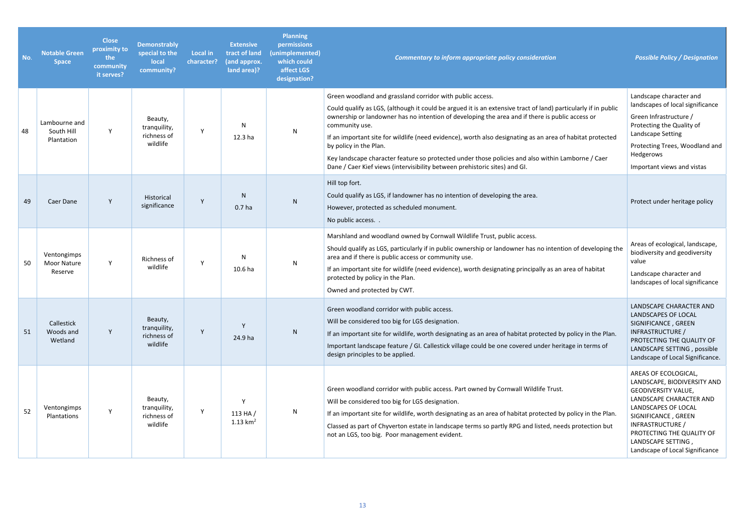| No. | Notable Green Space | Close proximity to the community it serves? | Demonstrably special to the local community? | Local in character? | Extensive tract of land (and approx. land area)? | Planning permissions (unimplemented) which could affect LGS designation? | *Commentary to inform appropriate policy consideration* | *Possible Policy / Designation* |
|---|---|---|---|---|---|---|---|---|
| 48 | Lambourne and South Hill Plantation | Y | Beauty, tranquility, richness of wildlife | Y | N<br>12.3 ha | N | Green woodland and grassland corridor with public access.<br>Could qualify as LGS, (although it could be argued it is an extensive tract of land) particularly if in public ownership or landowner has no intention of developing the area and if there is public access or community use.<br>If an important site for wildlife (need evidence), worth also designating as an area of habitat protected by policy in the Plan.<br>Key landscape character feature so protected under those policies and also within Lamborne / Caer Dane / Caer Kief views (intervisibility between prehistoric sites) and GI. | Landscape character and landscapes of local significance<br>Green Infrastructure / Protecting the Quality of Landscape Setting<br>Protecting Trees, Woodland and Hedgerows<br>Important views and vistas |
| 49 | Caer Dane | Y | Historical significance | Y | N<br>0.7 ha | N | Hill top fort.<br>Could qualify as LGS, if landowner has no intention of developing the area.<br>However, protected as scheduled monument.<br>No public access. . | Protect under heritage policy |
| 50 | Ventongimps Moor Nature Reserve | Y | Richness of wildlife | Y | N<br>10.6 ha | N | Marshland and woodland owned by Cornwall Wildlife Trust, public access.<br>Should qualify as LGS, particularly if in public ownership or landowner has no intention of developing the area and if there is public access or community use.<br>If an important site for wildlife (need evidence), worth designating principally as an area of habitat protected by policy in the Plan.<br>Owned and protected by CWT. | Areas of ecological, landscape, biodiversity and geodiversity value<br>Landscape character and landscapes of local significance |
| 51 | Callestick Woods and Wetland | Y | Beauty, tranquility, richness of wildlife | Y | Y<br>24.9 ha | N | Green woodland corridor with public access.<br>Will be considered too big for LGS designation.<br>If an important site for wildlife, worth designating as an area of habitat protected by policy in the Plan.<br>Important landscape feature / GI. Callestick village could be one covered under heritage in terms of design principles to be applied. | LANDSCAPE CHARACTER AND LANDSCAPES OF LOCAL SIGNIFICANCE , GREEN INFRASTRUCTURE / PROTECTING THE QUALITY OF LANDSCAPE SETTING , possible Landscape of Local Significance. |
| 52 | Ventongimps Plantations | Y | Beauty, tranquility, richness of wildlife | Y | Y<br>113 HA / 1.13 km$^2$ | N | Green woodland corridor with public access. Part owned by Cornwall Wildlife Trust.<br>Will be considered too big for LGS designation.<br>If an important site for wildlife, worth designating as an area of habitat protected by policy in the Plan.<br>Classed as part of Chyverton estate in landscape terms so partly RPG and listed, needs protection but not an LGS, too big. Poor management evident. | AREAS OF ECOLOGICAL, LANDSCAPE, BIODIVERSITY AND GEODIVERSITY VALUE, LANDSCAPE CHARACTER AND LANDSCAPES OF LOCAL SIGNIFICANCE , GREEN INFRASTRUCTURE / PROTECTING THE QUALITY OF LANDSCAPE SETTING , Landscape of Local Significance |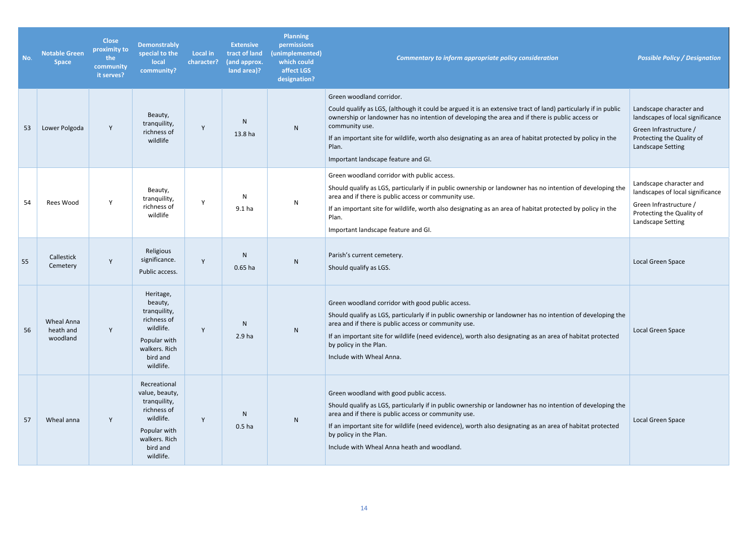| No. | Notable Green Space | Close proximity to the community it serves? | Demonstrably special to the local community? | Local in character? | Extensive tract of land (and approx. land area)? | Planning permissions (unimplemented) which could affect LGS designation? | *Commentary to inform appropriate policy consideration* | *Possible Policy / Designation* |
|---|---|---|---|---|---|---|---|---|
| 53 | Lower Polgoda | Y | Beauty, tranquility, richness of wildlife | Y | N<br>13.8 ha | N | Green woodland corridor.<br>Could qualify as LGS, (although it could be argued it is an extensive tract of land) particularly if in public ownership or landowner has no intention of developing the area and if there is public access or community use.<br>If an important site for wildlife, worth also designating as an area of habitat protected by policy in the Plan.<br>Important landscape feature and GI. | Landscape character and landscapes of local significance<br>Green Infrastructure / Protecting the Quality of Landscape Setting |
| 54 | Rees Wood | Y | Beauty, tranquility, richness of wildlife | Y | N<br>9.1 ha | N | Green woodland corridor with public access.<br>Should qualify as LGS, particularly if in public ownership or landowner has no intention of developing the area and if there is public access or community use.<br>If an important site for wildlife, worth also designating as an area of habitat protected by policy in the Plan.<br>Important landscape feature and GI. | Landscape character and landscapes of local significance<br>Green Infrastructure / Protecting the Quality of Landscape Setting |
| 55 | Callestick Cemetery | Y | Religious significance.<br>Public access. | Y | N<br>0.65 ha | N | Parish's current cemetery.<br>Should qualify as LGS. | Local Green Space |
| 56 | Wheal Anna heath and woodland | Y | Heritage, beauty, tranquility, richness of wildlife.<br>Popular with walkers. Rich bird and wildlife. | Y | N<br>2.9 ha | N | Green woodland corridor with good public access.<br>Should qualify as LGS, particularly if in public ownership or landowner has no intention of developing the area and if there is public access or community use.<br>If an important site for wildlife (need evidence), worth also designating as an area of habitat protected by policy in the Plan.<br>Include with Wheal Anna. | Local Green Space |
| 57 | Wheal anna | Y | Recreational value, beauty, tranquility, richness of wildlife.<br>Popular with walkers. Rich bird and wildlife. | Y | N<br>0.5 ha | N | Green woodland with good public access.<br>Should qualify as LGS, particularly if in public ownership or landowner has no intention of developing the area and if there is public access or community use.<br>If an important site for wildlife (need evidence), worth also designating as an area of habitat protected by policy in the Plan.<br>Include with Wheal Anna heath and woodland. | Local Green Space |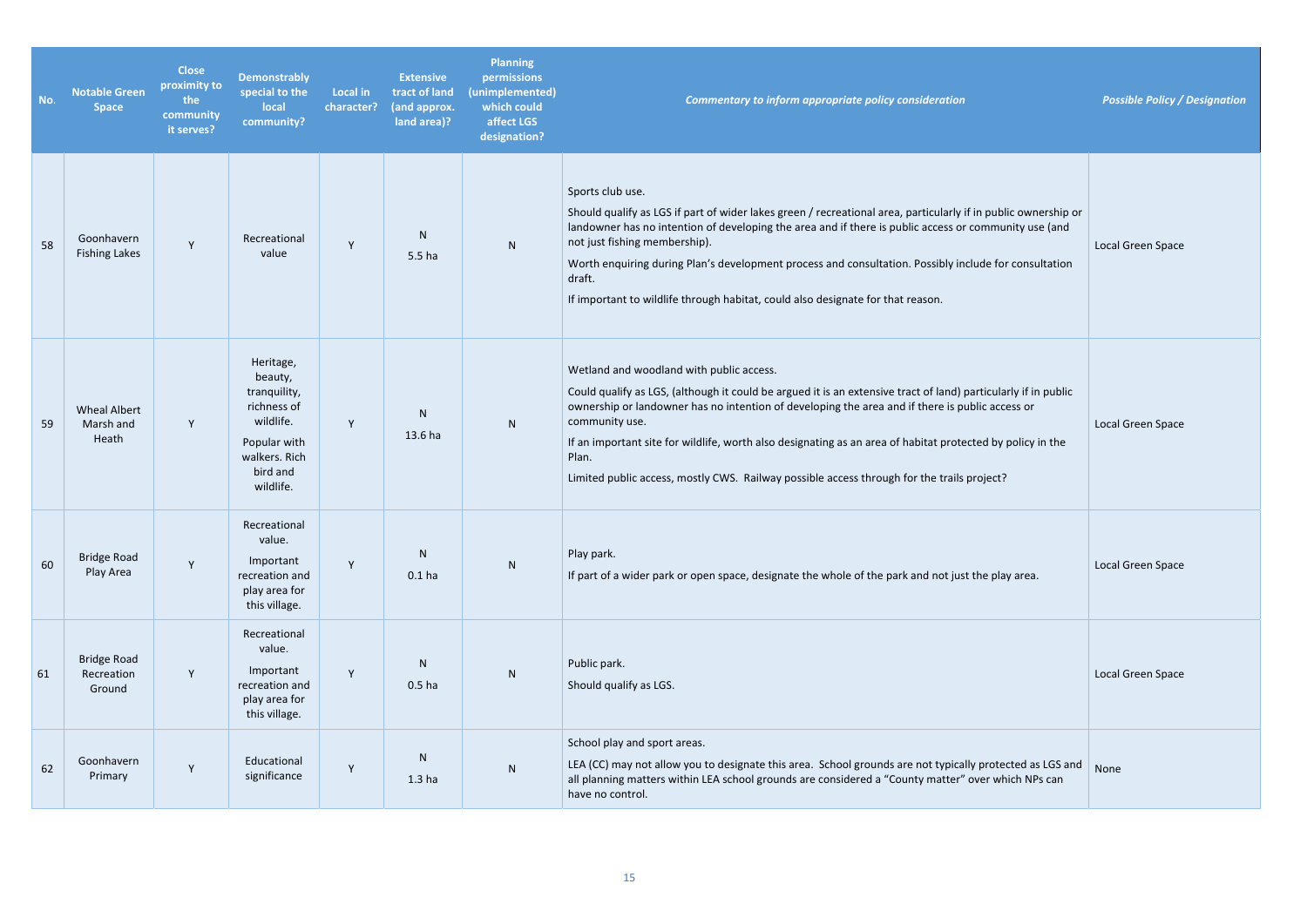| No. | Notable Green Space | Close proximity to the community it serves? | Demonstrably special to the local community? | Local in character? | Extensive tract of land (and approx. land area)? | Planning permissions (unimplemented) which could affect LGS designation? | *Commentary to inform appropriate policy consideration* | *Possible Policy / Designation* |
|---|---|---|---|---|---|---|---|---|
| 58 | Goonhavern Fishing Lakes | Y | Recreational value | Y | N<br>5.5 ha | N | Sports club use.<br>Should qualify as LGS if part of wider lakes green / recreational area, particularly if in public ownership or landowner has no intention of developing the area and if there is public access or community use (and not just fishing membership).<br>Worth enquiring during Plan's development process and consultation. Possibly include for consultation draft.<br>If important to wildlife through habitat, could also designate for that reason. | Local Green Space |
| 59 | Wheal Albert Marsh and Heath | Y | Heritage, beauty, tranquility, richness of wildlife.<br>Popular with walkers. Rich bird and wildlife. | Y | N<br>13.6 ha | N | Wetland and woodland with public access.<br>Could qualify as LGS, (although it could be argued it is an extensive tract of land) particularly if in public ownership or landowner has no intention of developing the area and if there is public access or community use.<br>If an important site for wildlife, worth also designating as an area of habitat protected by policy in the Plan.<br>Limited public access, mostly CWS. Railway possible access through for the trails project? | Local Green Space |
| 60 | Bridge Road Play Area | Y | Recreational value.<br>Important recreation and play area for this village. | Y | N<br>0.1 ha | N | Play park.<br>If part of a wider park or open space, designate the whole of the park and not just the play area. | Local Green Space |
| 61 | Bridge Road Recreation Ground | Y | Recreational value.<br>Important recreation and play area for this village. | Y | N<br>0.5 ha | N | Public park.<br>Should qualify as LGS. | Local Green Space |
| 62 | Goonhavern Primary | Y | Educational significance | Y | N<br>1.3 ha | N | School play and sport areas.<br>LEA (CC) may not allow you to designate this area. School grounds are not typically protected as LGS and all planning matters within LEA school grounds are considered a "County matter" over which NPs can have no control. | None |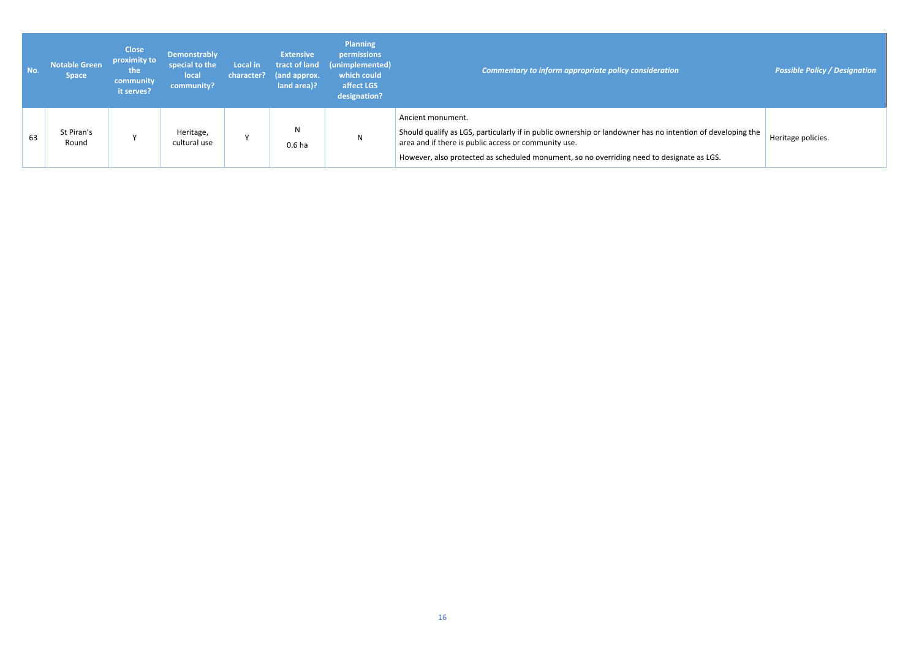| No. | Notable Green Space | Close proximity to the community it serves? | Demonstrably special to the local community? | Local in character? | Extensive tract of land (and approx. land area)? | Planning permissions (unimplemented) which could affect LGS designation? | *Commentary to inform appropriate policy consideration* | *Possible Policy / Designation* |
|---|---|---|---|---|---|---|---|---|
| 63 | St Piran's Round | Y | Heritage, cultural use | Y | N<br>0.6 ha | N | Ancient monument.<br>Should qualify as LGS, particularly if in public ownership or landowner has no intention of developing the area and if there is public access or community use.<br>However, also protected as scheduled monument, so no overriding need to designate as LGS. | Heritage policies. |